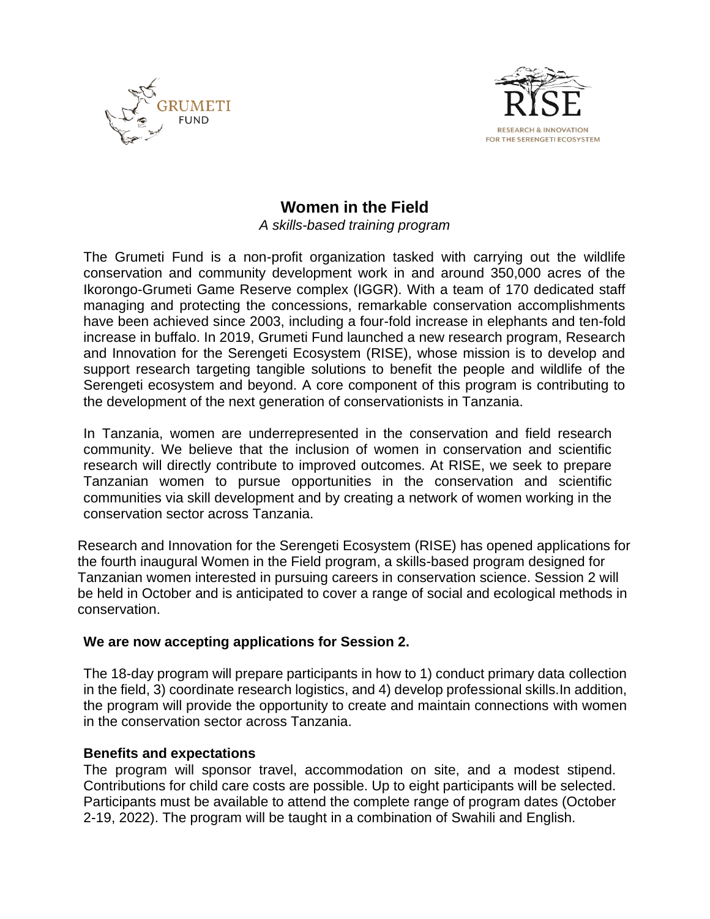# Women in the Field

*A skills-based training program*

The Grumeti Fund is a non-profit organization tasked with carrying out the wildlife conservation and community development work in and around 350,000 acres of the Ikorongo-Grumeti Game Reserve complex (IGGR). With a team of 170 dedicated staff managing and protecting the concessions, remarkable conservation accomplishments have been achieved since 2003, including a four-fold increase in elephants and ten-fold increase in buffalo. In 2019, Grumeti Fund launched a new research program, Research and Innovation for the Serengeti Ecosystem (RISE), whose mission is to develop and support research targeting tangible solutions to benefit the people and wildlife of the Serengeti ecosystem and beyond. A core component of this program is contributing to the development of the next generation of conservationists in Tanzania.

In Tanzania, women are underrepresented in the conservation and field research community. We believe that the inclusion of women in conservation and scientific research will directly contribute to improved outcomes. At RISE, we seek to prepare Tanzanian women to pursue opportunities in the conservation and scientific communities via skill development and by creating a network of women working in the conservation sector across Tanzania.

Research and Innovation for the Serengeti Ecosystem (RISE) has opened applications for the fourth inaugural Women in the Field program, a skills-based program designed for Tanzanian women interested in pursuing careers in conservation science. Session 2 will be held in October and is anticipated to cover a range of social and ecological methods in conservation.

**We are now accepting applications for Session 2.**

The 18-day program will prepare participants in how to 1) conduct primary data collection in the field, 3) coordinate research logistics, and 4) develop professional skills.In addition, the program will provide the opportunity to create and maintain connections with women in the conservation sector across Tanzania.

**Benefits and expectations**

The program will sponsor travel, accommodation on site, and a modest stipend. Contributions for child care costs are possible. Up to eight participants will be selected. Participants must be available to attend the complete range of program dates (October 2-19, 2022). The program will be taught in a combination of Swahili and English.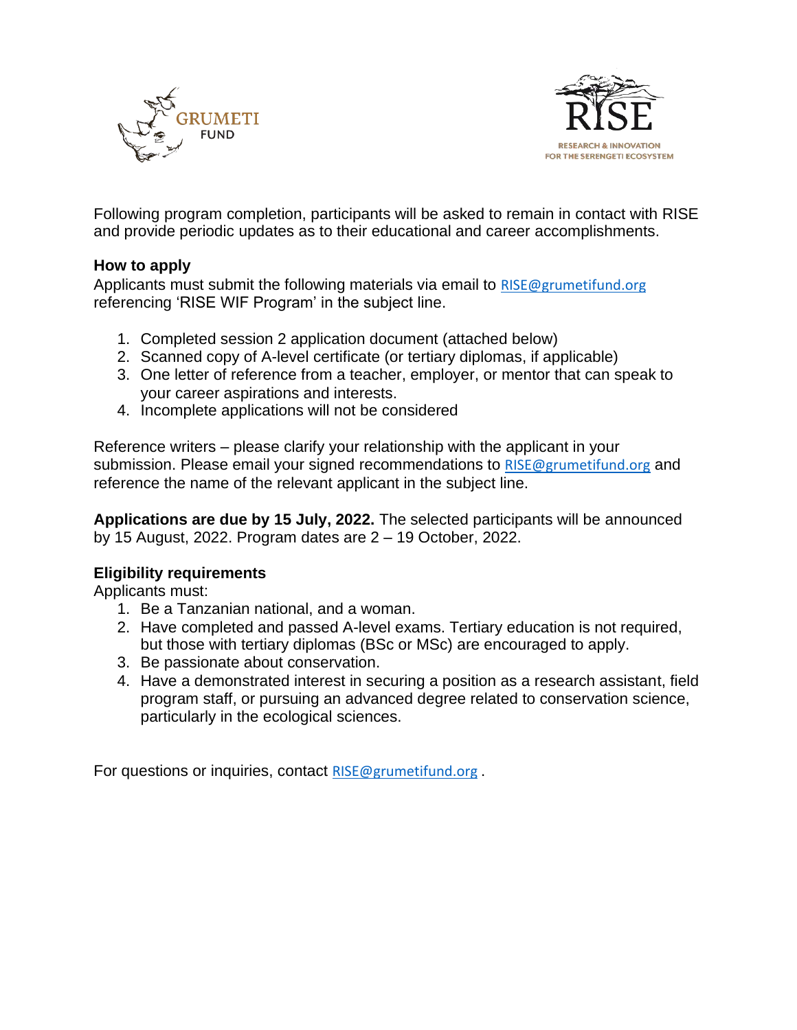Following program completion, participants will be asked to remain in contact with RISE and provide periodic updates as to their educational and career accomplishments.

**How to apply**

Applicants must submit the following materials via email to RISE@grumetifund.org referencing 'RISE WIF Program' in the subject line.

1. Completed session 2 application document (attached below)
2. Scanned copy of A-level certificate (or tertiary diplomas, if applicable)
3. One letter of reference from a teacher, employer, or mentor that can speak to your career aspirations and interests.
4. Incomplete applications will not be considered

Reference writers – please clarify your relationship with the applicant in your submission. Please email your signed recommendations to RISE@grumetifund.org and reference the name of the relevant applicant in the subject line.

**Applications are due by 15 July, 2022.** The selected participants will be announced by 15 August, 2022. Program dates are 2 – 19 October, 2022.

**Eligibility requirements**

Applicants must:

1. Be a Tanzanian national, and a woman.
2. Have completed and passed A-level exams. Tertiary education is not required, but those with tertiary diplomas (BSc or MSc) are encouraged to apply.
3. Be passionate about conservation.
4. Have a demonstrated interest in securing a position as a research assistant, field program staff, or pursuing an advanced degree related to conservation science, particularly in the ecological sciences.

For questions or inquiries, contact RISE@grumetifund.org .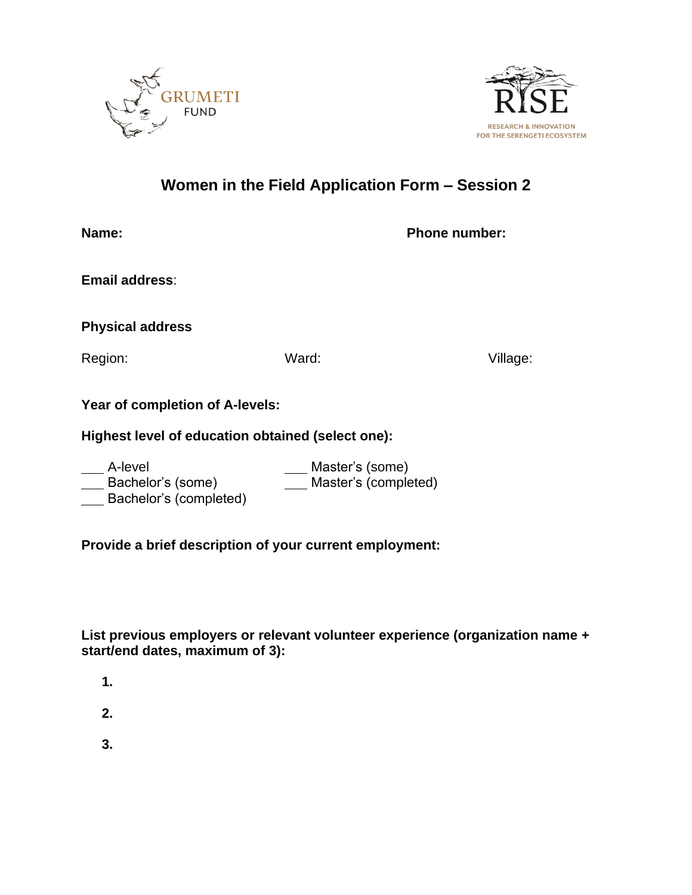GRUMETI FUND

RISE
RESEARCH & INNOVATION FOR THE SERENGETI ECOSYSTEM

# Women in the Field Application Form – Session 2

**Name:** **Phone number:**

**Email address**:

**Physical address**

Region: Ward: Village:

**Year of completion of A-levels:**

**Highest level of education obtained (select one):**

___ A-level
___ Bachelor's (some)
___ Bachelor's (completed)
___ Master's (some)
___ Master's (completed)

**Provide a brief description of your current employment:**

**List previous employers or relevant volunteer experience (organization name + start/end dates, maximum of 3):**

1.
2.
3.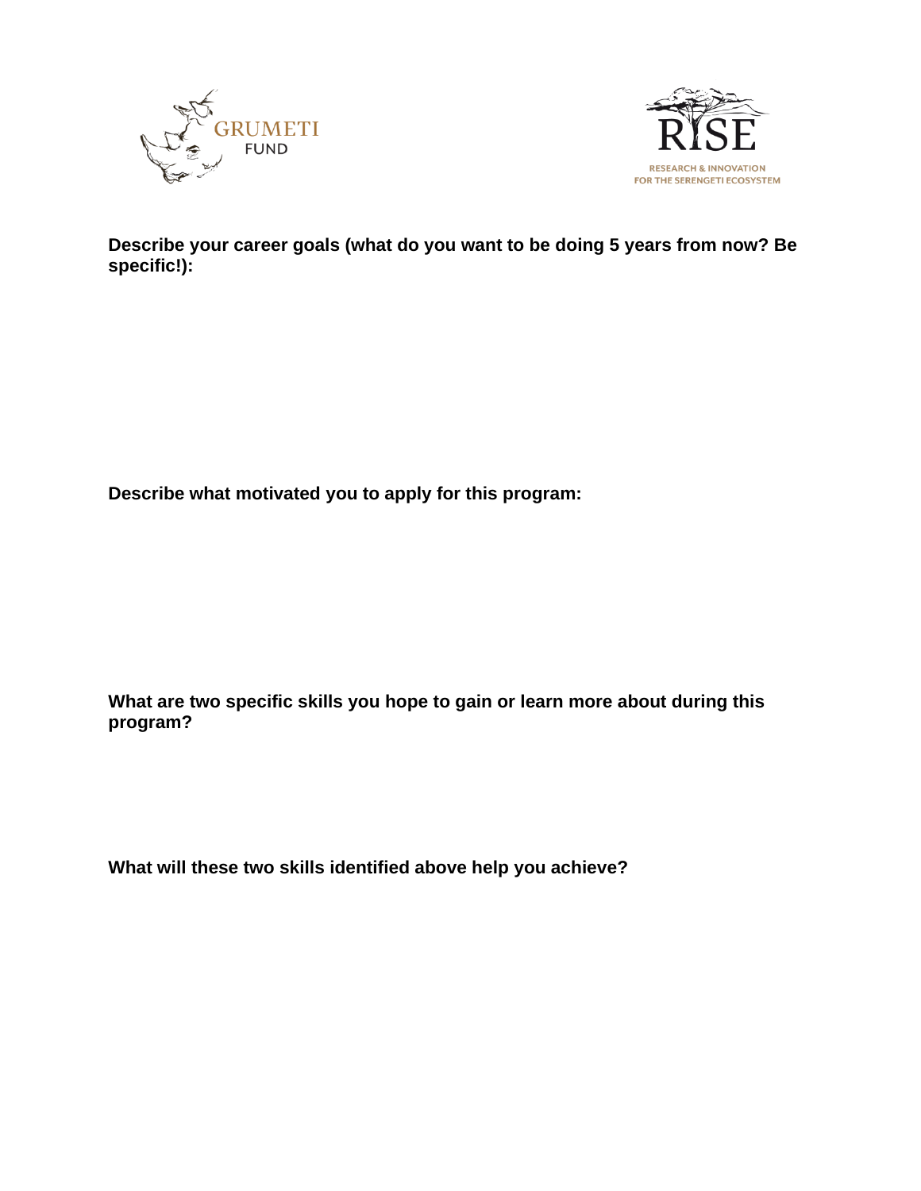**Describe your career goals (what do you want to be doing 5 years from now? Be specific!):**

**Describe what motivated you to apply for this program:**

**What are two specific skills you hope to gain or learn more about during this program?**

**What will these two skills identified above help you achieve?**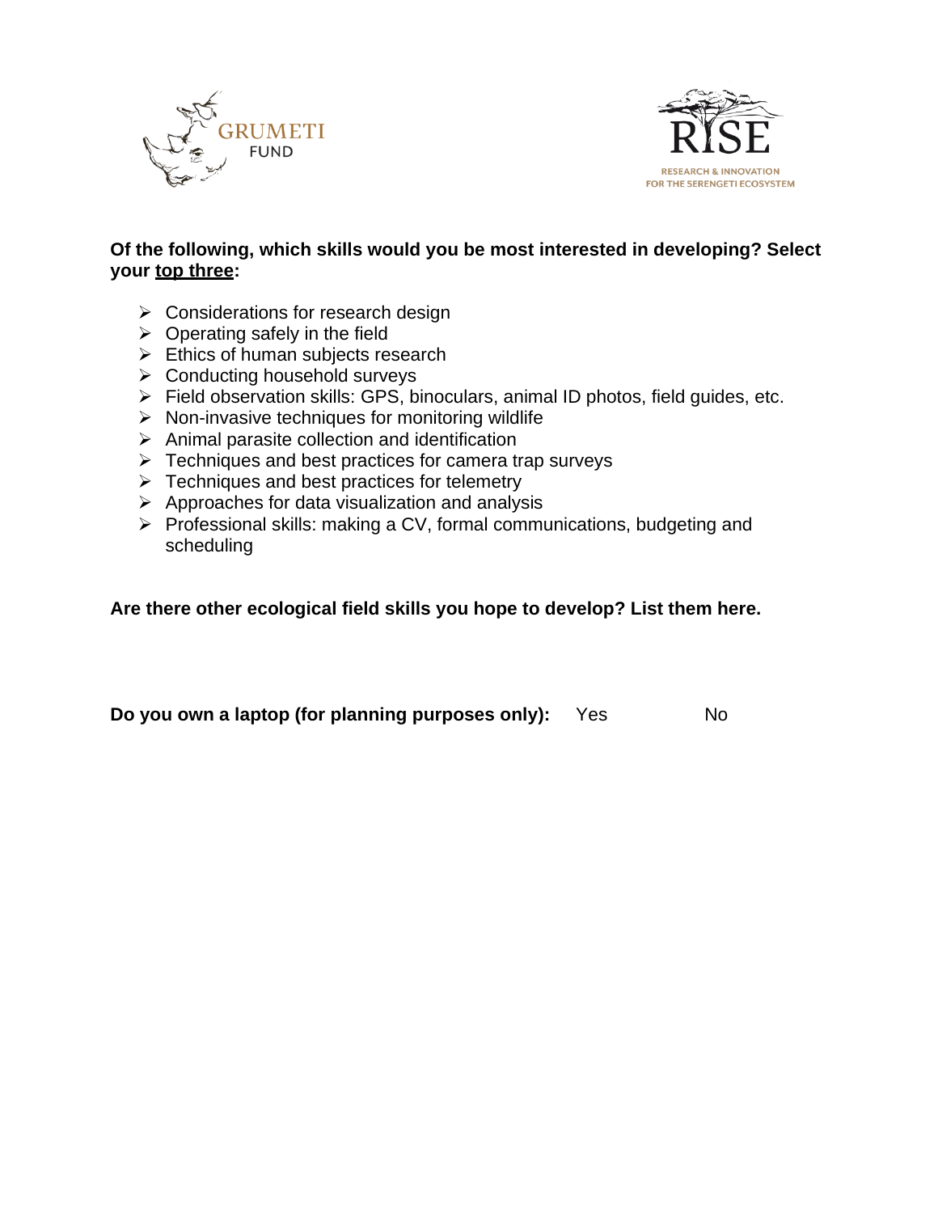GRUMETI FUND

RISE
RESEARCH & INNOVATION FOR THE SERENGETI ECOSYSTEM

**Of the following, which skills would you be most interested in developing? Select your <u>top three</u>:**

- Considerations for research design
- Operating safely in the field
- Ethics of human subjects research
- Conducting household surveys
- Field observation skills: GPS, binoculars, animal ID photos, field guides, etc.
- Non-invasive techniques for monitoring wildlife
- Animal parasite collection and identification
- Techniques and best practices for camera trap surveys
- Techniques and best practices for telemetry
- Approaches for data visualization and analysis
- Professional skills: making a CV, formal communications, budgeting and scheduling

**Are there other ecological field skills you hope to develop? List them here.**

**Do you own a laptop (for planning purposes only):** Yes No